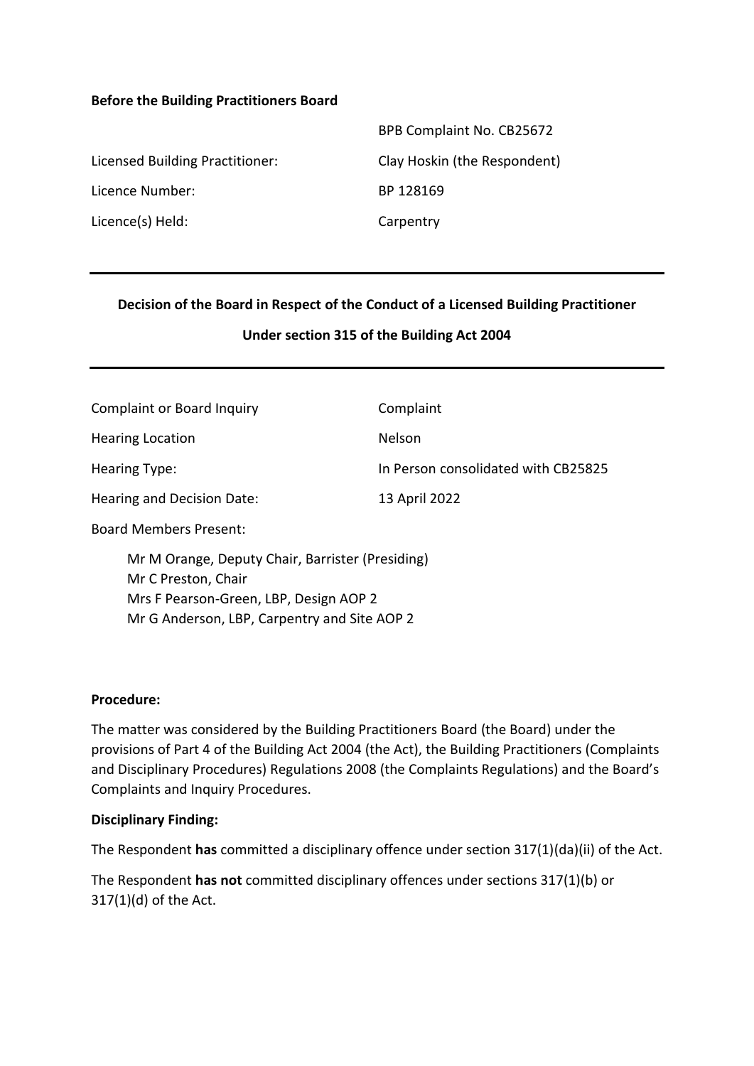**Before the Building Practitioners Board**

| | |
|---|---|
| | BPB Complaint No. CB25672 |
| Licensed Building Practitioner: | Clay Hoskin (the Respondent) |
| Licence Number: | BP 128169 |
| Licence(s) Held: | Carpentry |

---

## Decision of the Board in Respect of the Conduct of a Licensed Building Practitioner

## Under section 315 of the Building Act 2004

---

| | |
|---|---|
| Complaint or Board Inquiry | Complaint |
| Hearing Location | Nelson |
| Hearing Type: | In Person consolidated with CB25825 |
| Hearing and Decision Date: | 13 April 2022 |

Board Members Present:

Mr M Orange, Deputy Chair, Barrister (Presiding)
Mr C Preston, Chair
Mrs F Pearson-Green, LBP, Design AOP 2
Mr G Anderson, LBP, Carpentry and Site AOP 2

**Procedure:**

The matter was considered by the Building Practitioners Board (the Board) under the provisions of Part 4 of the Building Act 2004 (the Act), the Building Practitioners (Complaints and Disciplinary Procedures) Regulations 2008 (the Complaints Regulations) and the Board's Complaints and Inquiry Procedures.

**Disciplinary Finding:**

The Respondent **has** committed a disciplinary offence under section 317(1)(da)(ii) of the Act.

The Respondent **has not** committed disciplinary offences under sections 317(1)(b) or 317(1)(d) of the Act.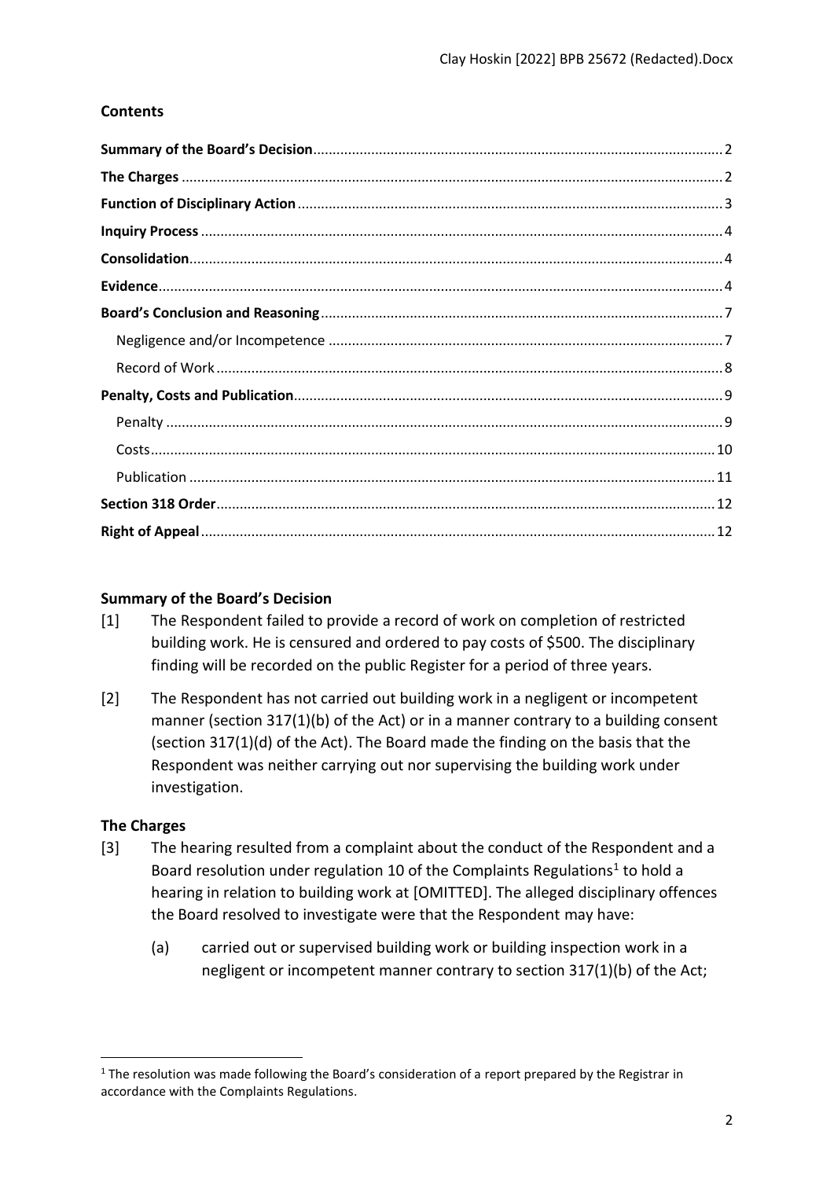## Contents

| | |
|---|---|
| **Summary of the Board's Decision** | 2 |
| **The Charges** | 2 |
| **Function of Disciplinary Action** | 3 |
| **Inquiry Process** | 4 |
| **Consolidation** | 4 |
| **Evidence** | 4 |
| **Board's Conclusion and Reasoning** | 7 |
| Negligence and/or Incompetence | 7 |
| Record of Work | 8 |
| **Penalty, Costs and Publication** | 9 |
| Penalty | 9 |
| Costs | 10 |
| Publication | 11 |
| **Section 318 Order** | 12 |
| **Right of Appeal** | 12 |

## Summary of the Board's Decision

[1] The Respondent failed to provide a record of work on completion of restricted building work. He is censured and ordered to pay costs of $500. The disciplinary finding will be recorded on the public Register for a period of three years.

[2] The Respondent has not carried out building work in a negligent or incompetent manner (section 317(1)(b) of the Act) or in a manner contrary to a building consent (section 317(1)(d) of the Act). The Board made the finding on the basis that the Respondent was neither carrying out nor supervising the building work under investigation.

## The Charges

[3] The hearing resulted from a complaint about the conduct of the Respondent and a Board resolution under regulation 10 of the Complaints Regulations[1] to hold a hearing in relation to building work at [OMITTED]. The alleged disciplinary offences the Board resolved to investigate were that the Respondent may have:

(a) carried out or supervised building work or building inspection work in a negligent or incompetent manner contrary to section 317(1)(b) of the Act;

[1] The resolution was made following the Board's consideration of a report prepared by the Registrar in accordance with the Complaints Regulations.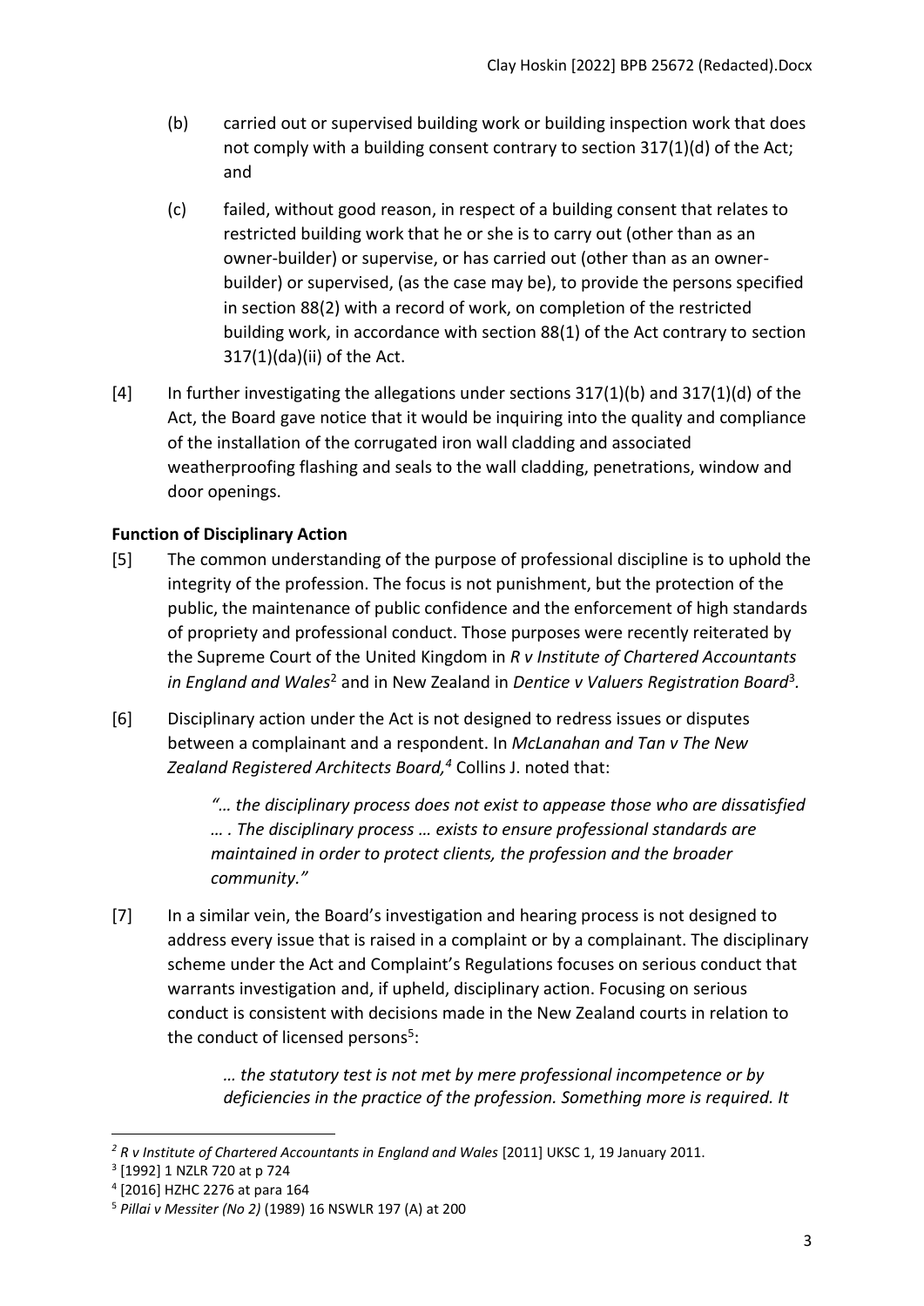(b) carried out or supervised building work or building inspection work that does not comply with a building consent contrary to section 317(1)(d) of the Act; and

(c) failed, without good reason, in respect of a building consent that relates to restricted building work that he or she is to carry out (other than as an owner-builder) or supervise, or has carried out (other than as an owner-builder) or supervised, (as the case may be), to provide the persons specified in section 88(2) with a record of work, on completion of the restricted building work, in accordance with section 88(1) of the Act contrary to section 317(1)(da)(ii) of the Act.

[4] In further investigating the allegations under sections 317(1)(b) and 317(1)(d) of the Act, the Board gave notice that it would be inquiring into the quality and compliance of the installation of the corrugated iron wall cladding and associated weatherproofing flashing and seals to the wall cladding, penetrations, window and door openings.

### Function of Disciplinary Action

[5] The common understanding of the purpose of professional discipline is to uphold the integrity of the profession. The focus is not punishment, but the protection of the public, the maintenance of public confidence and the enforcement of high standards of propriety and professional conduct. Those purposes were recently reiterated by the Supreme Court of the United Kingdom in *R v Institute of Chartered Accountants in England and Wales*[2] and in New Zealand in *Dentice v Valuers Registration Board*[3].

[6] Disciplinary action under the Act is not designed to redress issues or disputes between a complainant and a respondent. In *McLanahan and Tan v The New Zealand Registered Architects Board,*[4] Collins J. noted that:

> *"… the disciplinary process does not exist to appease those who are dissatisfied … . The disciplinary process … exists to ensure professional standards are maintained in order to protect clients, the profession and the broader community."*

[7] In a similar vein, the Board's investigation and hearing process is not designed to address every issue that is raised in a complaint or by a complainant. The disciplinary scheme under the Act and Complaint's Regulations focuses on serious conduct that warrants investigation and, if upheld, disciplinary action. Focusing on serious conduct is consistent with decisions made in the New Zealand courts in relation to the conduct of licensed persons[5]:

> *… the statutory test is not met by mere professional incompetence or by deficiencies in the practice of the profession. Something more is required. It*

---

[2] *R v Institute of Chartered Accountants in England and Wales* [2011] UKSC 1, 19 January 2011.

[3] [1992] 1 NZLR 720 at p 724

[4] [2016] HZHC 2276 at para 164

[5] *Pillai v Messiter (No 2)* (1989) 16 NSWLR 197 (A) at 200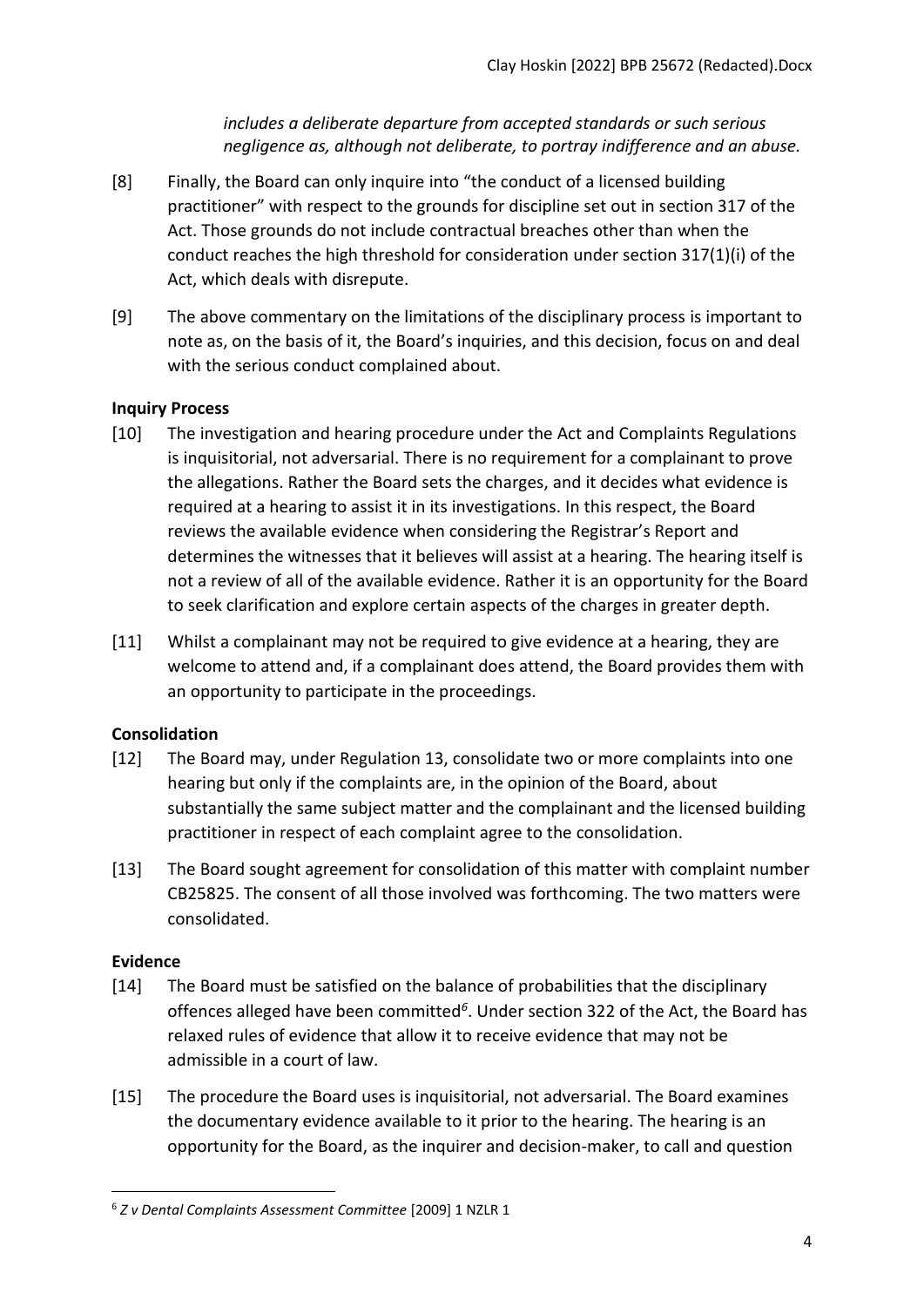*includes a deliberate departure from accepted standards or such serious negligence as, although not deliberate, to portray indifference and an abuse.*

[8] Finally, the Board can only inquire into "the conduct of a licensed building practitioner" with respect to the grounds for discipline set out in section 317 of the Act. Those grounds do not include contractual breaches other than when the conduct reaches the high threshold for consideration under section 317(1)(i) of the Act, which deals with disrepute.

[9] The above commentary on the limitations of the disciplinary process is important to note as, on the basis of it, the Board's inquiries, and this decision, focus on and deal with the serious conduct complained about.

**Inquiry Process**

[10] The investigation and hearing procedure under the Act and Complaints Regulations is inquisitorial, not adversarial. There is no requirement for a complainant to prove the allegations. Rather the Board sets the charges, and it decides what evidence is required at a hearing to assist it in its investigations. In this respect, the Board reviews the available evidence when considering the Registrar's Report and determines the witnesses that it believes will assist at a hearing. The hearing itself is not a review of all of the available evidence. Rather it is an opportunity for the Board to seek clarification and explore certain aspects of the charges in greater depth.

[11] Whilst a complainant may not be required to give evidence at a hearing, they are welcome to attend and, if a complainant does attend, the Board provides them with an opportunity to participate in the proceedings.

**Consolidation**

[12] The Board may, under Regulation 13, consolidate two or more complaints into one hearing but only if the complaints are, in the opinion of the Board, about substantially the same subject matter and the complainant and the licensed building practitioner in respect of each complaint agree to the consolidation.

[13] The Board sought agreement for consolidation of this matter with complaint number CB25825. The consent of all those involved was forthcoming. The two matters were consolidated.

**Evidence**

[14] The Board must be satisfied on the balance of probabilities that the disciplinary offences alleged have been committed[6]. Under section 322 of the Act, the Board has relaxed rules of evidence that allow it to receive evidence that may not be admissible in a court of law.

[15] The procedure the Board uses is inquisitorial, not adversarial. The Board examines the documentary evidence available to it prior to the hearing. The hearing is an opportunity for the Board, as the inquirer and decision-maker, to call and question

[6] *Z v Dental Complaints Assessment Committee* [2009] 1 NZLR 1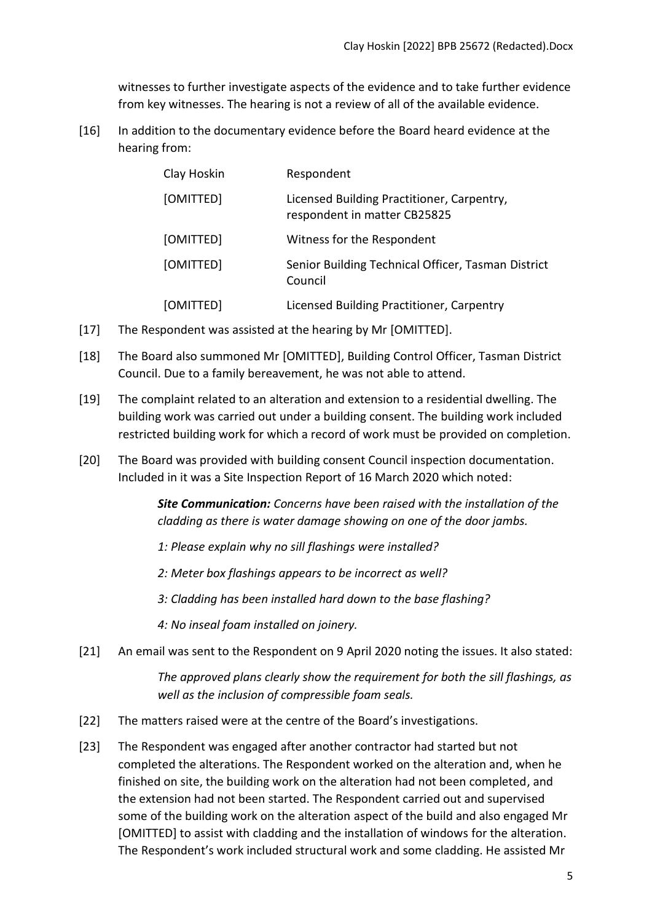witnesses to further investigate aspects of the evidence and to take further evidence from key witnesses. The hearing is not a review of all of the available evidence.

[16] In addition to the documentary evidence before the Board heard evidence at the hearing from:

| | |
|---|---|
| Clay Hoskin | Respondent |
| [OMITTED] | Licensed Building Practitioner, Carpentry, respondent in matter CB25825 |
| [OMITTED] | Witness for the Respondent |
| [OMITTED] | Senior Building Technical Officer, Tasman District Council |
| [OMITTED] | Licensed Building Practitioner, Carpentry |

[17] The Respondent was assisted at the hearing by Mr [OMITTED].

[18] The Board also summoned Mr [OMITTED], Building Control Officer, Tasman District Council. Due to a family bereavement, he was not able to attend.

[19] The complaint related to an alteration and extension to a residential dwelling. The building work was carried out under a building consent. The building work included restricted building work for which a record of work must be provided on completion.

[20] The Board was provided with building consent Council inspection documentation. Included in it was a Site Inspection Report of 16 March 2020 which noted:

> ***Site Communication:*** *Concerns have been raised with the installation of the cladding as there is water damage showing on one of the door jambs.*
>
> *1: Please explain why no sill flashings were installed?*
>
> *2: Meter box flashings appears to be incorrect as well?*
>
> *3: Cladding has been installed hard down to the base flashing?*
>
> *4: No inseal foam installed on joinery.*

[21] An email was sent to the Respondent on 9 April 2020 noting the issues. It also stated:

> *The approved plans clearly show the requirement for both the sill flashings, as well as the inclusion of compressible foam seals.*

[22] The matters raised were at the centre of the Board's investigations.

[23] The Respondent was engaged after another contractor had started but not completed the alterations. The Respondent worked on the alteration and, when he finished on site, the building work on the alteration had not been completed, and the extension had not been started. The Respondent carried out and supervised some of the building work on the alteration aspect of the build and also engaged Mr [OMITTED] to assist with cladding and the installation of windows for the alteration. The Respondent's work included structural work and some cladding. He assisted Mr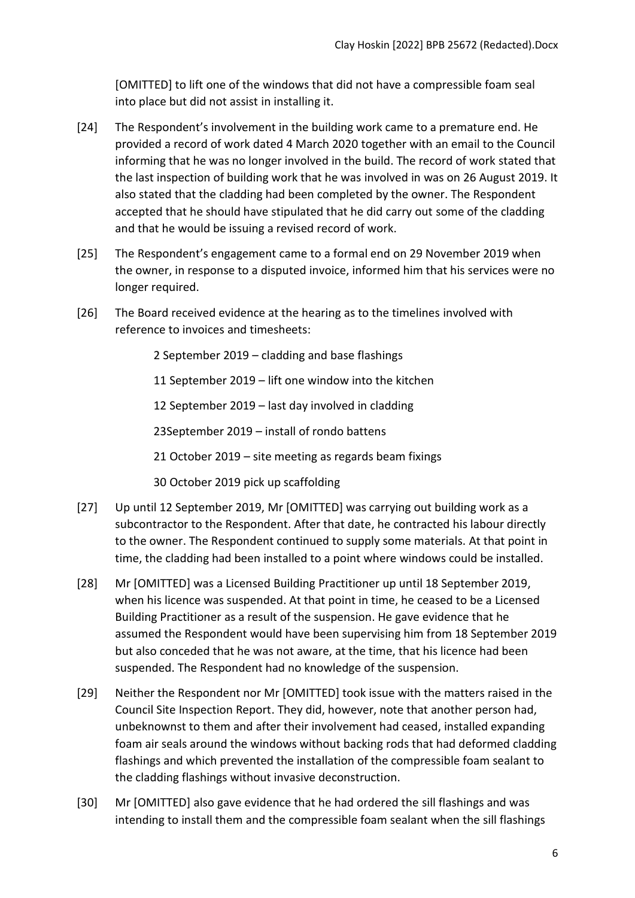[OMITTED] to lift one of the windows that did not have a compressible foam seal into place but did not assist in installing it.

[24] The Respondent's involvement in the building work came to a premature end. He provided a record of work dated 4 March 2020 together with an email to the Council informing that he was no longer involved in the build. The record of work stated that the last inspection of building work that he was involved in was on 26 August 2019. It also stated that the cladding had been completed by the owner. The Respondent accepted that he should have stipulated that he did carry out some of the cladding and that he would be issuing a revised record of work.

[25] The Respondent's engagement came to a formal end on 29 November 2019 when the owner, in response to a disputed invoice, informed him that his services were no longer required.

[26] The Board received evidence at the hearing as to the timelines involved with reference to invoices and timesheets:

> 2 September 2019 – cladding and base flashings
>
> 11 September 2019 – lift one window into the kitchen
>
> 12 September 2019 – last day involved in cladding
>
> 23September 2019 – install of rondo battens
>
> 21 October 2019 – site meeting as regards beam fixings
>
> 30 October 2019 pick up scaffolding

[27] Up until 12 September 2019, Mr [OMITTED] was carrying out building work as a subcontractor to the Respondent. After that date, he contracted his labour directly to the owner. The Respondent continued to supply some materials. At that point in time, the cladding had been installed to a point where windows could be installed.

[28] Mr [OMITTED] was a Licensed Building Practitioner up until 18 September 2019, when his licence was suspended. At that point in time, he ceased to be a Licensed Building Practitioner as a result of the suspension. He gave evidence that he assumed the Respondent would have been supervising him from 18 September 2019 but also conceded that he was not aware, at the time, that his licence had been suspended. The Respondent had no knowledge of the suspension.

[29] Neither the Respondent nor Mr [OMITTED] took issue with the matters raised in the Council Site Inspection Report. They did, however, note that another person had, unbeknownst to them and after their involvement had ceased, installed expanding foam air seals around the windows without backing rods that had deformed cladding flashings and which prevented the installation of the compressible foam sealant to the cladding flashings without invasive deconstruction.

[30] Mr [OMITTED] also gave evidence that he had ordered the sill flashings and was intending to install them and the compressible foam sealant when the sill flashings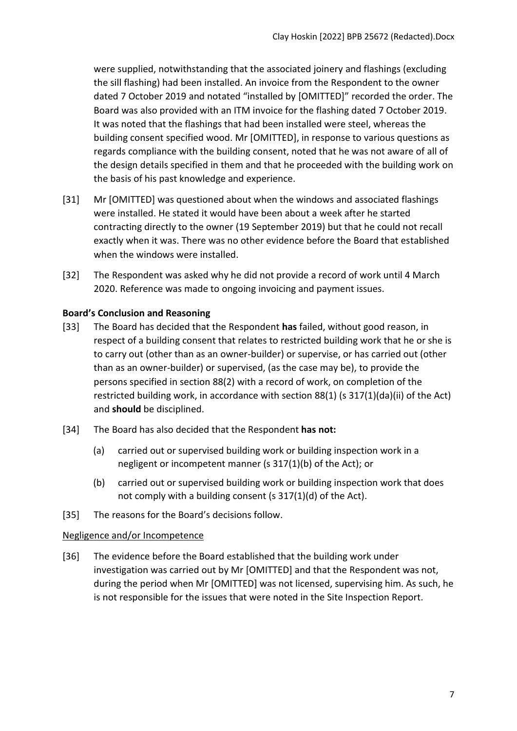were supplied, notwithstanding that the associated joinery and flashings (excluding the sill flashing) had been installed. An invoice from the Respondent to the owner dated 7 October 2019 and notated "installed by [OMITTED]" recorded the order. The Board was also provided with an ITM invoice for the flashing dated 7 October 2019. It was noted that the flashings that had been installed were steel, whereas the building consent specified wood. Mr [OMITTED], in response to various questions as regards compliance with the building consent, noted that he was not aware of all of the design details specified in them and that he proceeded with the building work on the basis of his past knowledge and experience.

[31] Mr [OMITTED] was questioned about when the windows and associated flashings were installed. He stated it would have been about a week after he started contracting directly to the owner (19 September 2019) but that he could not recall exactly when it was. There was no other evidence before the Board that established when the windows were installed.

[32] The Respondent was asked why he did not provide a record of work until 4 March 2020. Reference was made to ongoing invoicing and payment issues.

**Board's Conclusion and Reasoning**

[33] The Board has decided that the Respondent **has** failed, without good reason, in respect of a building consent that relates to restricted building work that he or she is to carry out (other than as an owner-builder) or supervise, or has carried out (other than as an owner-builder) or supervised, (as the case may be), to provide the persons specified in section 88(2) with a record of work, on completion of the restricted building work, in accordance with section 88(1) (s 317(1)(da)(ii) of the Act) and **should** be disciplined.

[34] The Board has also decided that the Respondent **has not:**

(a) carried out or supervised building work or building inspection work in a negligent or incompetent manner (s 317(1)(b) of the Act); or

(b) carried out or supervised building work or building inspection work that does not comply with a building consent (s 317(1)(d) of the Act).

[35] The reasons for the Board's decisions follow.

Negligence and/or Incompetence

[36] The evidence before the Board established that the building work under investigation was carried out by Mr [OMITTED] and that the Respondent was not, during the period when Mr [OMITTED] was not licensed, supervising him. As such, he is not responsible for the issues that were noted in the Site Inspection Report.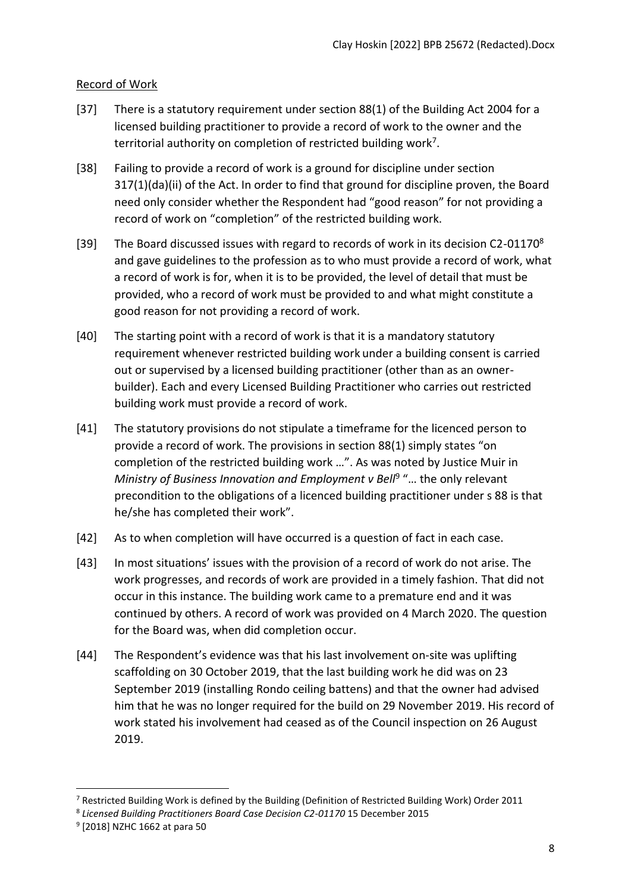## Record of Work

[37] There is a statutory requirement under section 88(1) of the Building Act 2004 for a licensed building practitioner to provide a record of work to the owner and the territorial authority on completion of restricted building work[7].

[38] Failing to provide a record of work is a ground for discipline under section 317(1)(da)(ii) of the Act. In order to find that ground for discipline proven, the Board need only consider whether the Respondent had "good reason" for not providing a record of work on "completion" of the restricted building work.

[39] The Board discussed issues with regard to records of work in its decision C2-01170[8] and gave guidelines to the profession as to who must provide a record of work, what a record of work is for, when it is to be provided, the level of detail that must be provided, who a record of work must be provided to and what might constitute a good reason for not providing a record of work.

[40] The starting point with a record of work is that it is a mandatory statutory requirement whenever restricted building work under a building consent is carried out or supervised by a licensed building practitioner (other than as an owner-builder). Each and every Licensed Building Practitioner who carries out restricted building work must provide a record of work.

[41] The statutory provisions do not stipulate a timeframe for the licenced person to provide a record of work. The provisions in section 88(1) simply states "on completion of the restricted building work …". As was noted by Justice Muir in *Ministry of Business Innovation and Employment v Bell*[9] "… the only relevant precondition to the obligations of a licenced building practitioner under s 88 is that he/she has completed their work".

[42] As to when completion will have occurred is a question of fact in each case.

[43] In most situations' issues with the provision of a record of work do not arise. The work progresses, and records of work are provided in a timely fashion. That did not occur in this instance. The building work came to a premature end and it was continued by others. A record of work was provided on 4 March 2020. The question for the Board was, when did completion occur.

[44] The Respondent's evidence was that his last involvement on-site was uplifting scaffolding on 30 October 2019, that the last building work he did was on 23 September 2019 (installing Rondo ceiling battens) and that the owner had advised him that he was no longer required for the build on 29 November 2019. His record of work stated his involvement had ceased as of the Council inspection on 26 August 2019.

---

[7] Restricted Building Work is defined by the Building (Definition of Restricted Building Work) Order 2011

[8] *Licensed Building Practitioners Board Case Decision C2-01170* 15 December 2015

[9] [2018] NZHC 1662 at para 50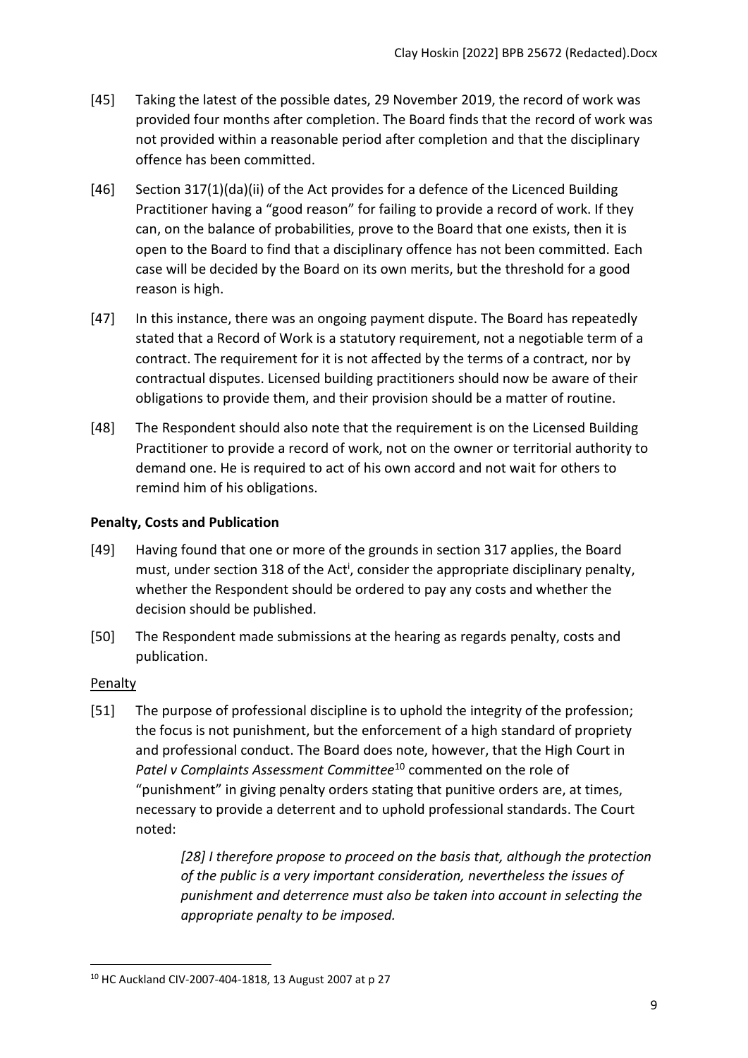[45] Taking the latest of the possible dates, 29 November 2019, the record of work was provided four months after completion. The Board finds that the record of work was not provided within a reasonable period after completion and that the disciplinary offence has been committed.

[46] Section 317(1)(da)(ii) of the Act provides for a defence of the Licenced Building Practitioner having a "good reason" for failing to provide a record of work. If they can, on the balance of probabilities, prove to the Board that one exists, then it is open to the Board to find that a disciplinary offence has not been committed. Each case will be decided by the Board on its own merits, but the threshold for a good reason is high.

[47] In this instance, there was an ongoing payment dispute. The Board has repeatedly stated that a Record of Work is a statutory requirement, not a negotiable term of a contract. The requirement for it is not affected by the terms of a contract, nor by contractual disputes. Licensed building practitioners should now be aware of their obligations to provide them, and their provision should be a matter of routine.

[48] The Respondent should also note that the requirement is on the Licensed Building Practitioner to provide a record of work, not on the owner or territorial authority to demand one. He is required to act of his own accord and not wait for others to remind him of his obligations.

### Penalty, Costs and Publication

[49] Having found that one or more of the grounds in section 317 applies, the Board must, under section 318 of the Act[i], consider the appropriate disciplinary penalty, whether the Respondent should be ordered to pay any costs and whether the decision should be published.

[50] The Respondent made submissions at the hearing as regards penalty, costs and publication.

#### Penalty

[51] The purpose of professional discipline is to uphold the integrity of the profession; the focus is not punishment, but the enforcement of a high standard of propriety and professional conduct. The Board does note, however, that the High Court in *Patel v Complaints Assessment Committee*[10] commented on the role of "punishment" in giving penalty orders stating that punitive orders are, at times, necessary to provide a deterrent and to uphold professional standards. The Court noted:

> *[28] I therefore propose to proceed on the basis that, although the protection of the public is a very important consideration, nevertheless the issues of punishment and deterrence must also be taken into account in selecting the appropriate penalty to be imposed.*

---

[10] HC Auckland CIV-2007-404-1818, 13 August 2007 at p 27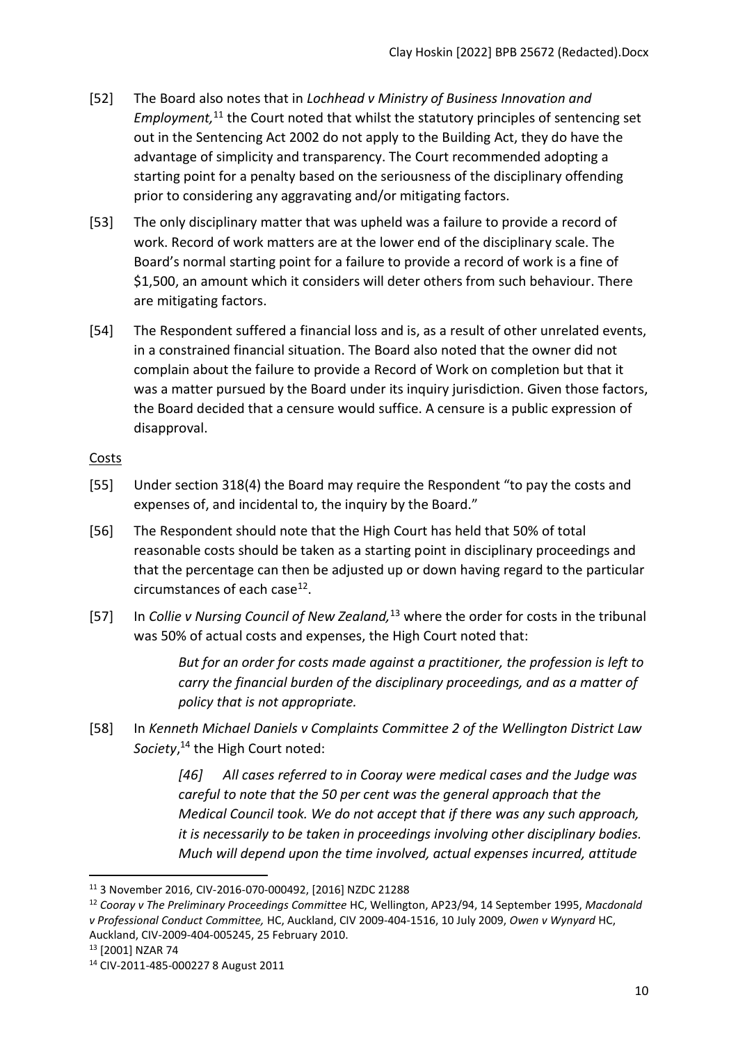[52] The Board also notes that in *Lochhead v Ministry of Business Innovation and Employment,*[11] the Court noted that whilst the statutory principles of sentencing set out in the Sentencing Act 2002 do not apply to the Building Act, they do have the advantage of simplicity and transparency. The Court recommended adopting a starting point for a penalty based on the seriousness of the disciplinary offending prior to considering any aggravating and/or mitigating factors.

[53] The only disciplinary matter that was upheld was a failure to provide a record of work. Record of work matters are at the lower end of the disciplinary scale. The Board's normal starting point for a failure to provide a record of work is a fine of $1,500, an amount which it considers will deter others from such behaviour. There are mitigating factors.

[54] The Respondent suffered a financial loss and is, as a result of other unrelated events, in a constrained financial situation. The Board also noted that the owner did not complain about the failure to provide a Record of Work on completion but that it was a matter pursued by the Board under its inquiry jurisdiction. Given those factors, the Board decided that a censure would suffice. A censure is a public expression of disapproval.

Costs

[55] Under section 318(4) the Board may require the Respondent "to pay the costs and expenses of, and incidental to, the inquiry by the Board."

[56] The Respondent should note that the High Court has held that 50% of total reasonable costs should be taken as a starting point in disciplinary proceedings and that the percentage can then be adjusted up or down having regard to the particular circumstances of each case[12].

[57] In *Collie v Nursing Council of New Zealand,*[13] where the order for costs in the tribunal was 50% of actual costs and expenses, the High Court noted that:

> *But for an order for costs made against a practitioner, the profession is left to carry the financial burden of the disciplinary proceedings, and as a matter of policy that is not appropriate.*

[58] In *Kenneth Michael Daniels v Complaints Committee 2 of the Wellington District Law Society*,[14] the High Court noted:

> *[46] All cases referred to in Cooray were medical cases and the Judge was careful to note that the 50 per cent was the general approach that the Medical Council took. We do not accept that if there was any such approach, it is necessarily to be taken in proceedings involving other disciplinary bodies. Much will depend upon the time involved, actual expenses incurred, attitude*

---

[11] 3 November 2016, CIV-2016-070-000492, [2016] NZDC 21288

[12] *Cooray v The Preliminary Proceedings Committee* HC, Wellington, AP23/94, 14 September 1995, *Macdonald v Professional Conduct Committee,* HC, Auckland, CIV 2009-404-1516, 10 July 2009, *Owen v Wynyard* HC, Auckland, CIV-2009-404-005245, 25 February 2010.

[13] [2001] NZAR 74

[14] CIV-2011-485-000227 8 August 2011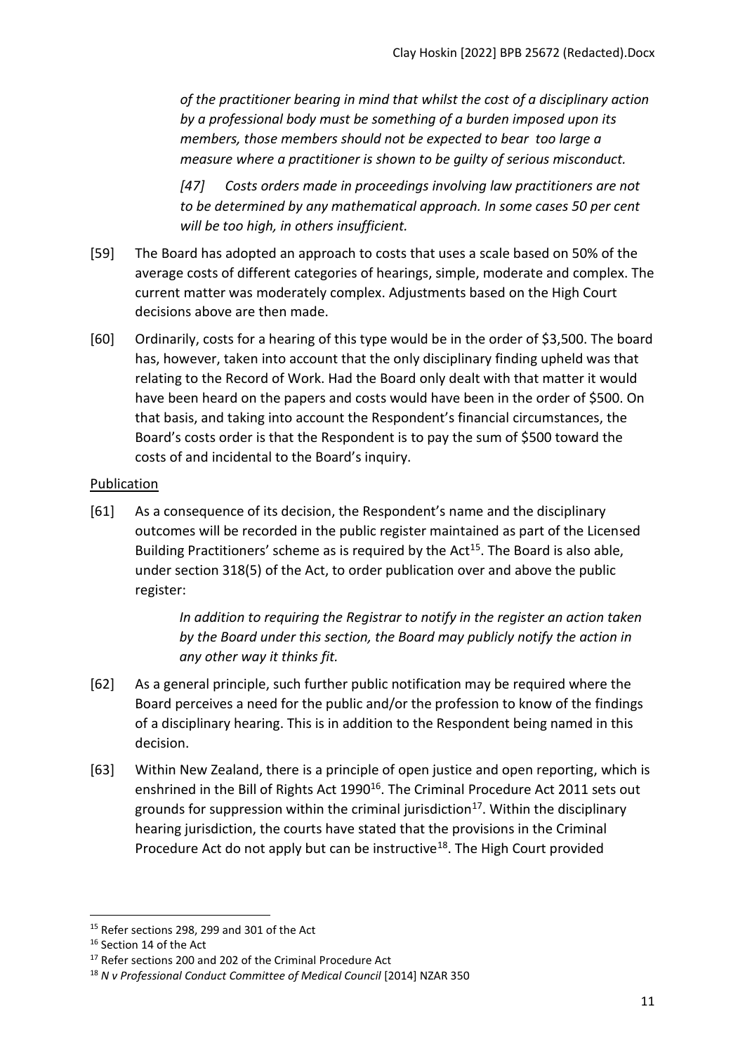*of the practitioner bearing in mind that whilst the cost of a disciplinary action by a professional body must be something of a burden imposed upon its members, those members should not be expected to bear too large a measure where a practitioner is shown to be guilty of serious misconduct.*

> *[47] Costs orders made in proceedings involving law practitioners are not to be determined by any mathematical approach. In some cases 50 per cent will be too high, in others insufficient.*

[59] The Board has adopted an approach to costs that uses a scale based on 50% of the average costs of different categories of hearings, simple, moderate and complex. The current matter was moderately complex. Adjustments based on the High Court decisions above are then made.

[60] Ordinarily, costs for a hearing of this type would be in the order of $3,500. The board has, however, taken into account that the only disciplinary finding upheld was that relating to the Record of Work. Had the Board only dealt with that matter it would have been heard on the papers and costs would have been in the order of $500. On that basis, and taking into account the Respondent's financial circumstances, the Board's costs order is that the Respondent is to pay the sum of $500 toward the costs of and incidental to the Board's inquiry.

## Publication

[61] As a consequence of its decision, the Respondent's name and the disciplinary outcomes will be recorded in the public register maintained as part of the Licensed Building Practitioners' scheme as is required by the Act[15]. The Board is also able, under section 318(5) of the Act, to order publication over and above the public register:

> *In addition to requiring the Registrar to notify in the register an action taken by the Board under this section, the Board may publicly notify the action in any other way it thinks fit.*

[62] As a general principle, such further public notification may be required where the Board perceives a need for the public and/or the profession to know of the findings of a disciplinary hearing. This is in addition to the Respondent being named in this decision.

[63] Within New Zealand, there is a principle of open justice and open reporting, which is enshrined in the Bill of Rights Act 1990[16]. The Criminal Procedure Act 2011 sets out grounds for suppression within the criminal jurisdiction[17]. Within the disciplinary hearing jurisdiction, the courts have stated that the provisions in the Criminal Procedure Act do not apply but can be instructive[18]. The High Court provided

---

[15] Refer sections 298, 299 and 301 of the Act

[16] Section 14 of the Act

[17] Refer sections 200 and 202 of the Criminal Procedure Act

[18] *N v Professional Conduct Committee of Medical Council* [2014] NZAR 350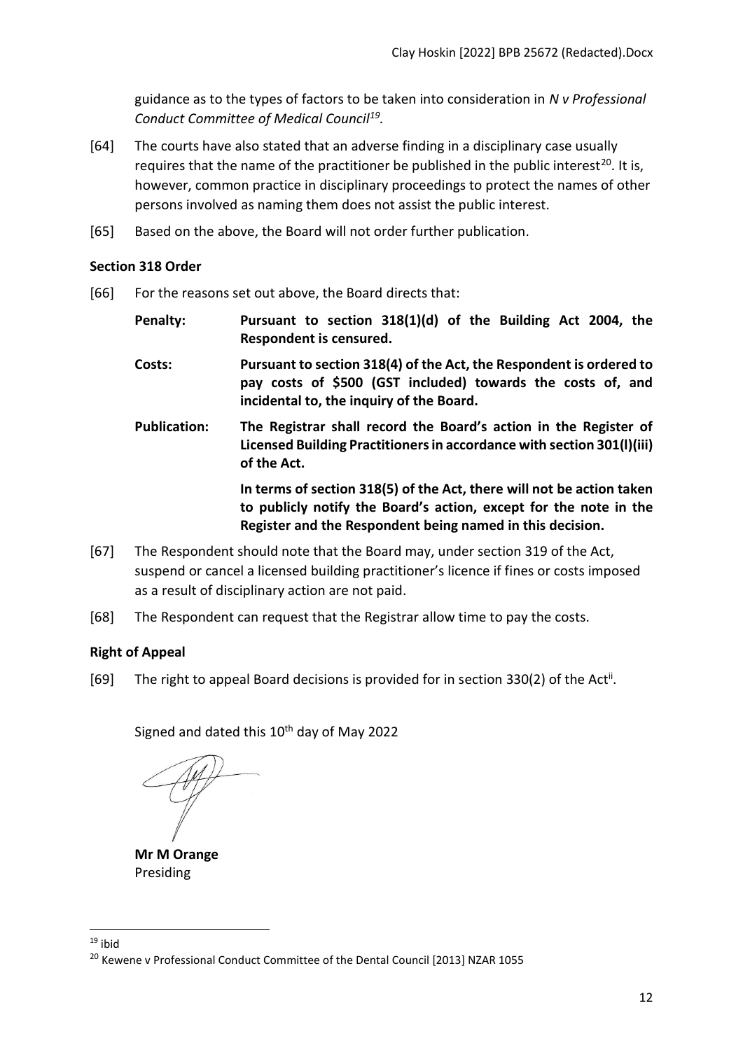guidance as to the types of factors to be taken into consideration in *N v Professional Conduct Committee of Medical Council*[19].

[64] The courts have also stated that an adverse finding in a disciplinary case usually requires that the name of the practitioner be published in the public interest[20]. It is, however, common practice in disciplinary proceedings to protect the names of other persons involved as naming them does not assist the public interest.

[65] Based on the above, the Board will not order further publication.

### Section 318 Order

[66] For the reasons set out above, the Board directs that:

**Penalty:** **Pursuant to section 318(1)(d) of the Building Act 2004, the Respondent is censured.**

**Costs:** **Pursuant to section 318(4) of the Act, the Respondent is ordered to pay costs of $500 (GST included) towards the costs of, and incidental to, the inquiry of the Board.**

**Publication:** **The Registrar shall record the Board's action in the Register of Licensed Building Practitioners in accordance with section 301(l)(iii) of the Act.**

**In terms of section 318(5) of the Act, there will not be action taken to publicly notify the Board's action, except for the note in the Register and the Respondent being named in this decision.**

[67] The Respondent should note that the Board may, under section 319 of the Act, suspend or cancel a licensed building practitioner's licence if fines or costs imposed as a result of disciplinary action are not paid.

[68] The Respondent can request that the Registrar allow time to pay the costs.

### Right of Appeal

[69] The right to appeal Board decisions is provided for in section 330(2) of the Act[ii].

Signed and dated this 10th day of May 2022

**Mr M Orange**
Presiding

---

[19] ibid

[20] Kewene v Professional Conduct Committee of the Dental Council [2013] NZAR 1055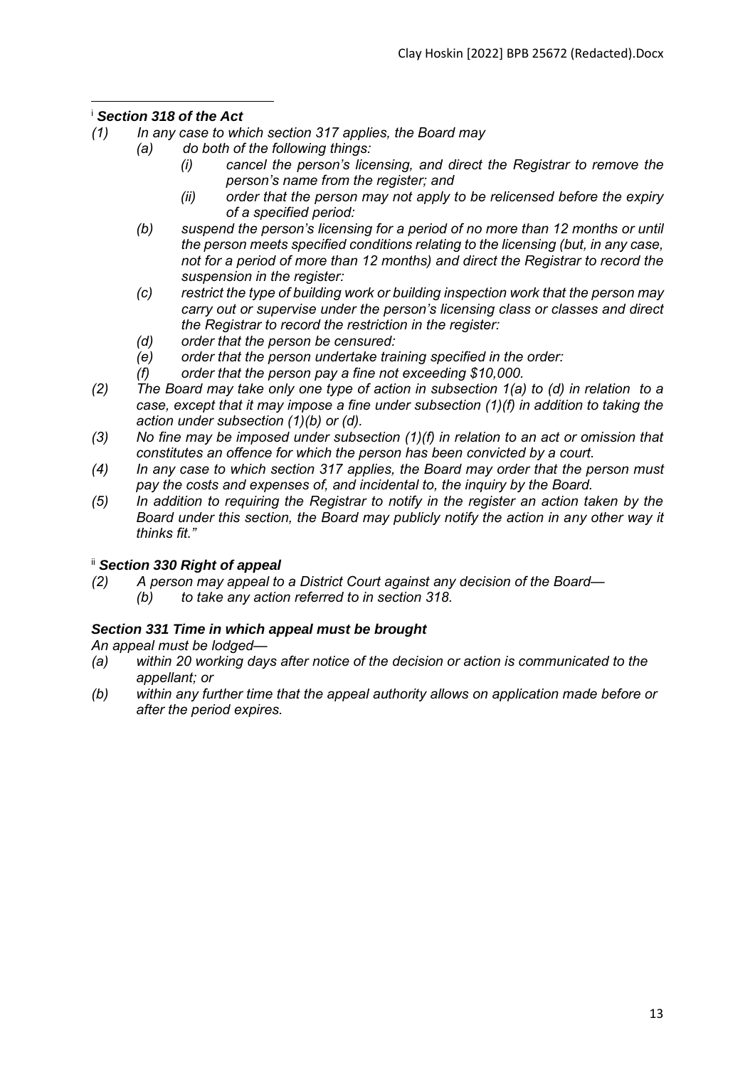[i] ***Section 318 of the Act***

*(1) In any case to which section 317 applies, the Board may*

*(a) do both of the following things:*

*(i) cancel the person's licensing, and direct the Registrar to remove the person's name from the register; and*

*(ii) order that the person may not apply to be relicensed before the expiry of a specified period:*

*(b) suspend the person's licensing for a period of no more than 12 months or until the person meets specified conditions relating to the licensing (but, in any case, not for a period of more than 12 months) and direct the Registrar to record the suspension in the register:*

*(c) restrict the type of building work or building inspection work that the person may carry out or supervise under the person's licensing class or classes and direct the Registrar to record the restriction in the register:*

*(d) order that the person be censured:*

*(e) order that the person undertake training specified in the order:*

*(f) order that the person pay a fine not exceeding $10,000.*

*(2) The Board may take only one type of action in subsection 1(a) to (d) in relation to a case, except that it may impose a fine under subsection (1)(f) in addition to taking the action under subsection (1)(b) or (d).*

*(3) No fine may be imposed under subsection (1)(f) in relation to an act or omission that constitutes an offence for which the person has been convicted by a court.*

*(4) In any case to which section 317 applies, the Board may order that the person must pay the costs and expenses of, and incidental to, the inquiry by the Board.*

*(5) In addition to requiring the Registrar to notify in the register an action taken by the Board under this section, the Board may publicly notify the action in any other way it thinks fit."*

[ii] ***Section 330 Right of appeal***

*(2) A person may appeal to a District Court against any decision of the Board—*

*(b) to take any action referred to in section 318.*

***Section 331 Time in which appeal must be brought***

*An appeal must be lodged—*

*(a) within 20 working days after notice of the decision or action is communicated to the appellant; or*

*(b) within any further time that the appeal authority allows on application made before or after the period expires.*